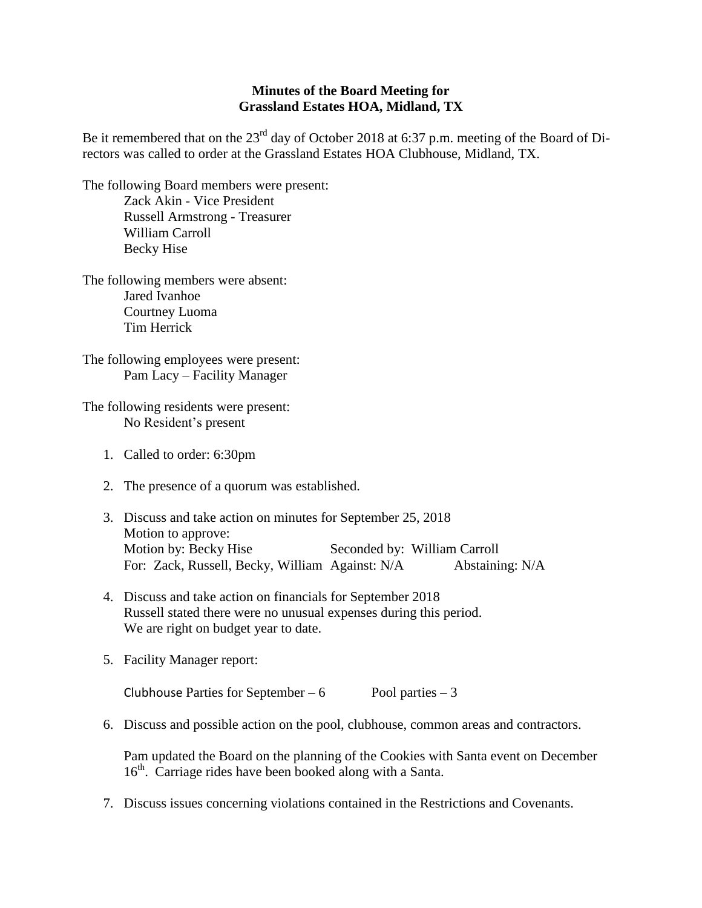**Minutes of the Board Meeting for**
**Grassland Estates HOA, Midland, TX**

Be it remembered that on the 23rd day of October 2018 at 6:37 p.m. meeting of the Board of Directors was called to order at the Grassland Estates HOA Clubhouse, Midland, TX.

The following Board members were present:

Zack Akin - Vice President
Russell Armstrong - Treasurer
William Carroll
Becky Hise

The following members were absent:

Jared Ivanhoe
Courtney Luoma
Tim Herrick

The following employees were present:

Pam Lacy – Facility Manager

The following residents were present:

No Resident's present

1. Called to order: 6:30pm

2. The presence of a quorum was established.

3. Discuss and take action on minutes for September 25, 2018
   Motion to approve:
   Motion by: Becky Hise  Seconded by: William Carroll
   For: Zack, Russell, Becky, William  Against: N/A  Abstaining: N/A

4. Discuss and take action on financials for September 2018
   Russell stated there were no unusual expenses during this period.
   We are right on budget year to date.

5. Facility Manager report:

   Clubhouse Parties for September – 6  Pool parties – 3

6. Discuss and possible action on the pool, clubhouse, common areas and contractors.

   Pam updated the Board on the planning of the Cookies with Santa event on December 16th. Carriage rides have been booked along with a Santa.

7. Discuss issues concerning violations contained in the Restrictions and Covenants.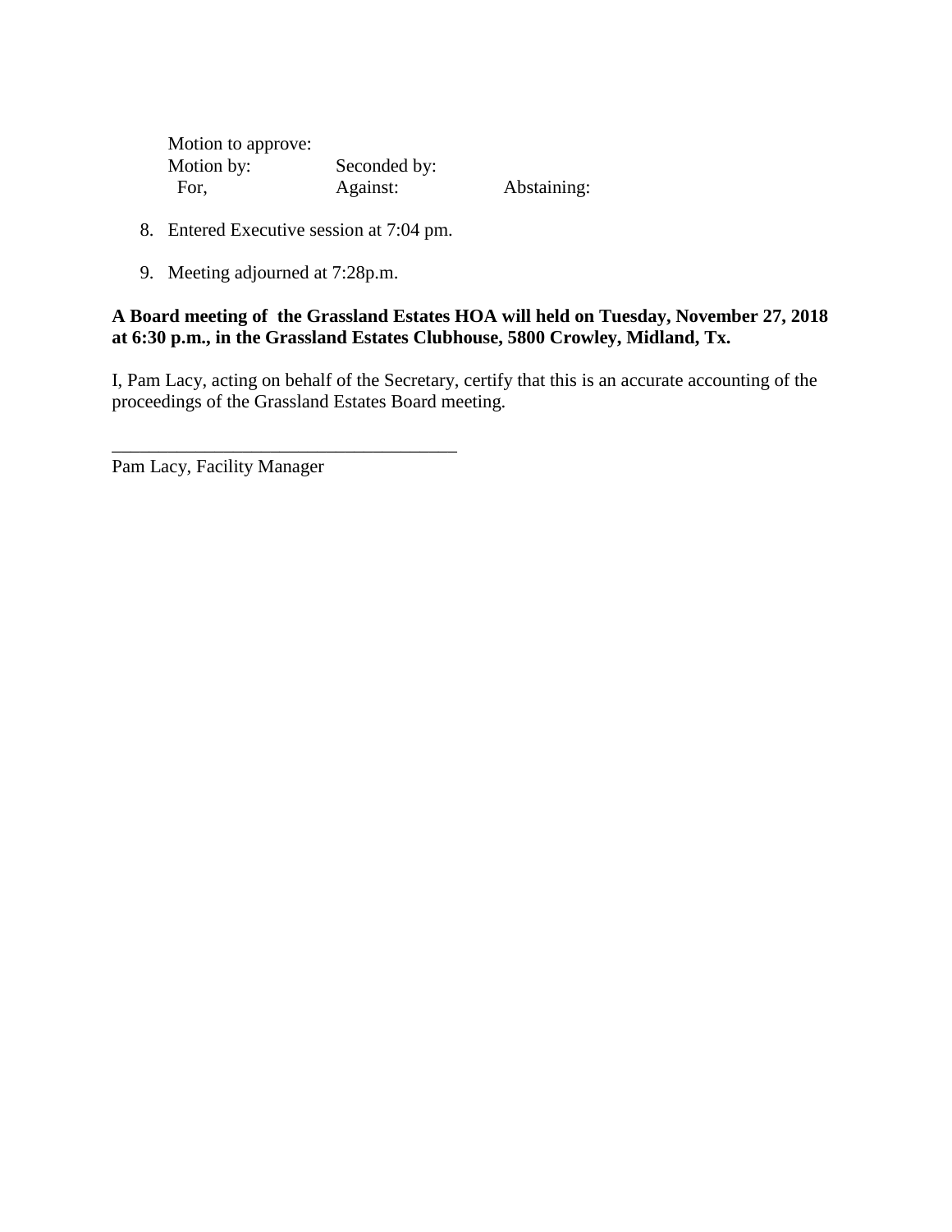Motion to approve:

| | | |
|---|---|---|
| Motion by: | Seconded by: | |
| For, | Against: | Abstaining: |

8. Entered Executive session at 7:04 pm.

9. Meeting adjourned at 7:28p.m.

**A Board meeting of the Grassland Estates HOA will held on Tuesday, November 27, 2018 at 6:30 p.m., in the Grassland Estates Clubhouse, 5800 Crowley, Midland, Tx.**

I, Pam Lacy, acting on behalf of the Secretary, certify that this is an accurate accounting of the proceedings of the Grassland Estates Board meeting.

_______________________________________

Pam Lacy, Facility Manager